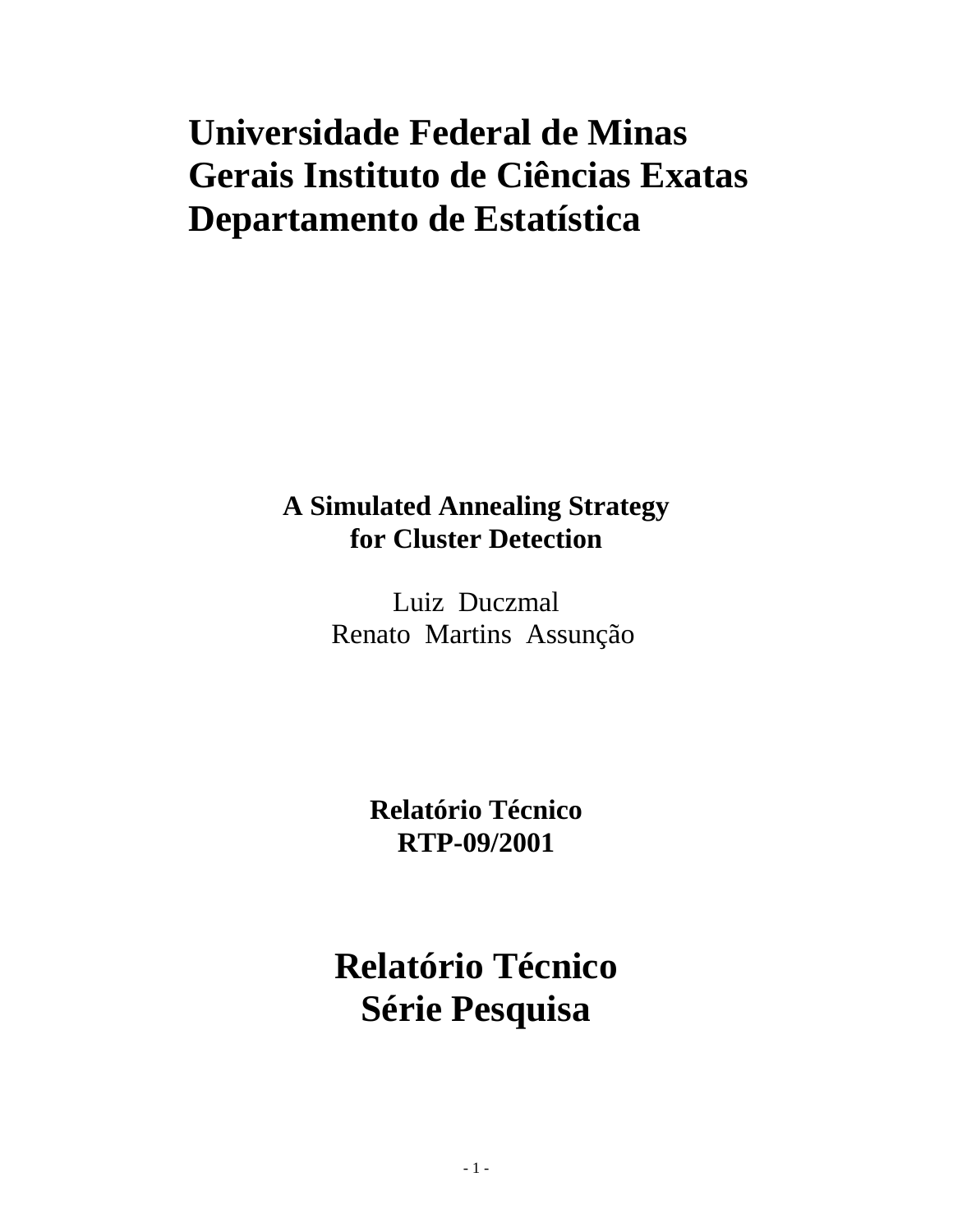**Universidade Federal de Minas Gerais Instituto de Ciências Exatas Departamento de Estatística**

# A Simulated Annealing Strategy for Cluster Detection

Luiz Duczmal

Renato Martins Assunção

**Relatório Técnico**
**RTP-09/2001**

## Relatório Técnico
## Série Pesquisa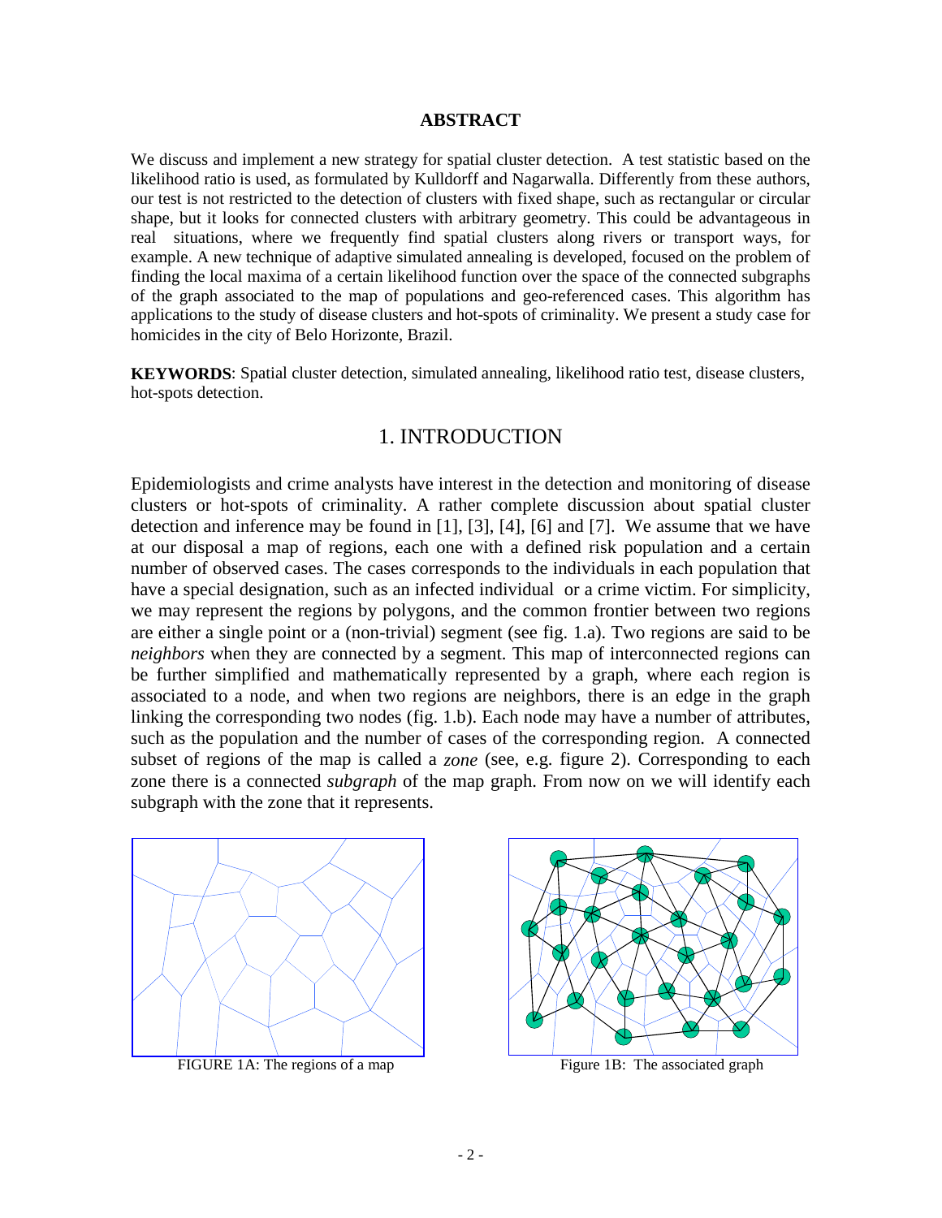**ABSTRACT**

We discuss and implement a new strategy for spatial cluster detection. A test statistic based on the likelihood ratio is used, as formulated by Kulldorff and Nagarwalla. Differently from these authors, our test is not restricted to the detection of clusters with fixed shape, such as rectangular or circular shape, but it looks for connected clusters with arbitrary geometry. This could be advantageous in real situations, where we frequently find spatial clusters along rivers or transport ways, for example. A new technique of adaptive simulated annealing is developed, focused on the problem of finding the local maxima of a certain likelihood function over the space of the connected subgraphs of the graph associated to the map of populations and geo-referenced cases. This algorithm has applications to the study of disease clusters and hot-spots of criminality. We present a study case for homicides in the city of Belo Horizonte, Brazil.

**KEYWORDS**: Spatial cluster detection, simulated annealing, likelihood ratio test, disease clusters, hot-spots detection.

# 1. INTRODUCTION

Epidemiologists and crime analysts have interest in the detection and monitoring of disease clusters or hot-spots of criminality. A rather complete discussion about spatial cluster detection and inference may be found in [1], [3], [4], [6] and [7]. We assume that we have at our disposal a map of regions, each one with a defined risk population and a certain number of observed cases. The cases corresponds to the individuals in each population that have a special designation, such as an infected individual or a crime victim. For simplicity, we may represent the regions by polygons, and the common frontier between two regions are either a single point or a (non-trivial) segment (see fig. 1.a). Two regions are said to be *neighbors* when they are connected by a segment. This map of interconnected regions can be further simplified and mathematically represented by a graph, where each region is associated to a node, and when two regions are neighbors, there is an edge in the graph linking the corresponding two nodes (fig. 1.b). Each node may have a number of attributes, such as the population and the number of cases of the corresponding region. A connected subset of regions of the map is called a *zone* (see, e.g. figure 2). Corresponding to each zone there is a connected *subgraph* of the map graph. From now on we will identify each subgraph with the zone that it represents.

FIGURE 1A: The regions of a map

Figure 1B: The associated graph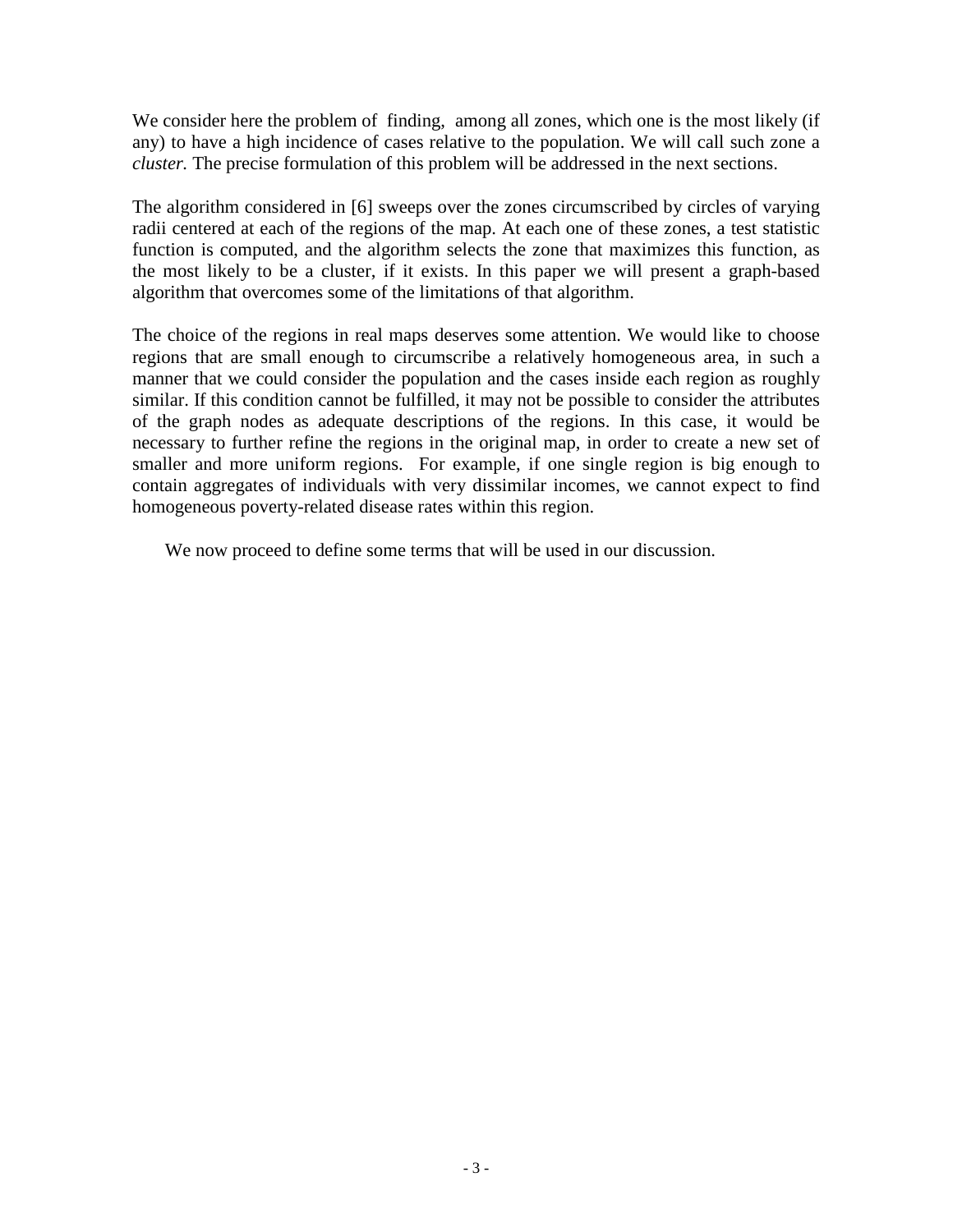We consider here the problem of finding, among all zones, which one is the most likely (if any) to have a high incidence of cases relative to the population. We will call such zone a *cluster.* The precise formulation of this problem will be addressed in the next sections.

The algorithm considered in [6] sweeps over the zones circumscribed by circles of varying radii centered at each of the regions of the map. At each one of these zones, a test statistic function is computed, and the algorithm selects the zone that maximizes this function, as the most likely to be a cluster, if it exists. In this paper we will present a graph-based algorithm that overcomes some of the limitations of that algorithm.

The choice of the regions in real maps deserves some attention. We would like to choose regions that are small enough to circumscribe a relatively homogeneous area, in such a manner that we could consider the population and the cases inside each region as roughly similar. If this condition cannot be fulfilled, it may not be possible to consider the attributes of the graph nodes as adequate descriptions of the regions. In this case, it would be necessary to further refine the regions in the original map, in order to create a new set of smaller and more uniform regions. For example, if one single region is big enough to contain aggregates of individuals with very dissimilar incomes, we cannot expect to find homogeneous poverty-related disease rates within this region.

We now proceed to define some terms that will be used in our discussion.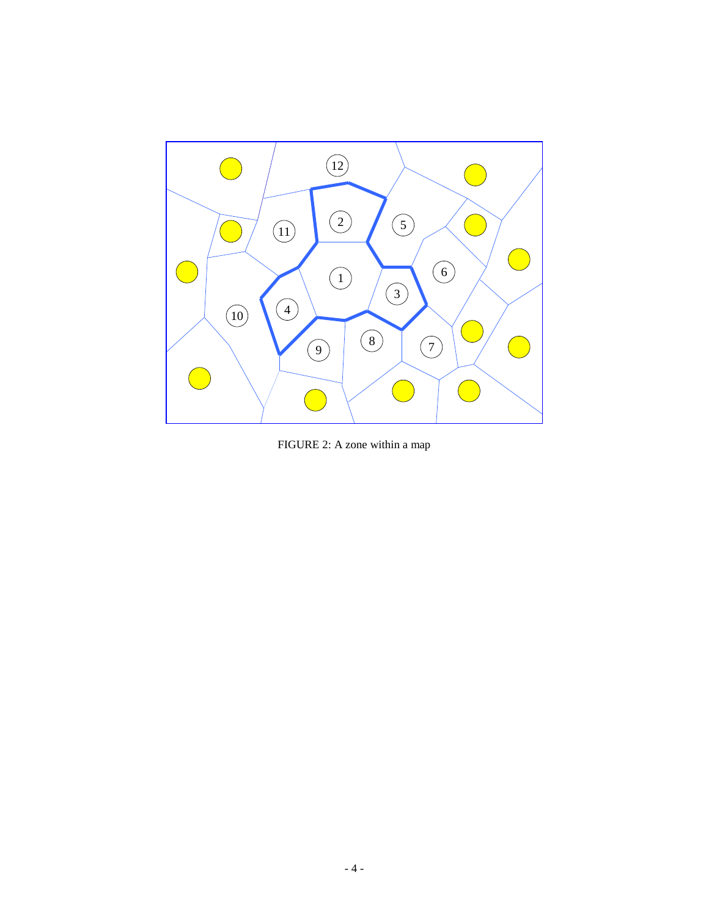FIGURE 2: A zone within a map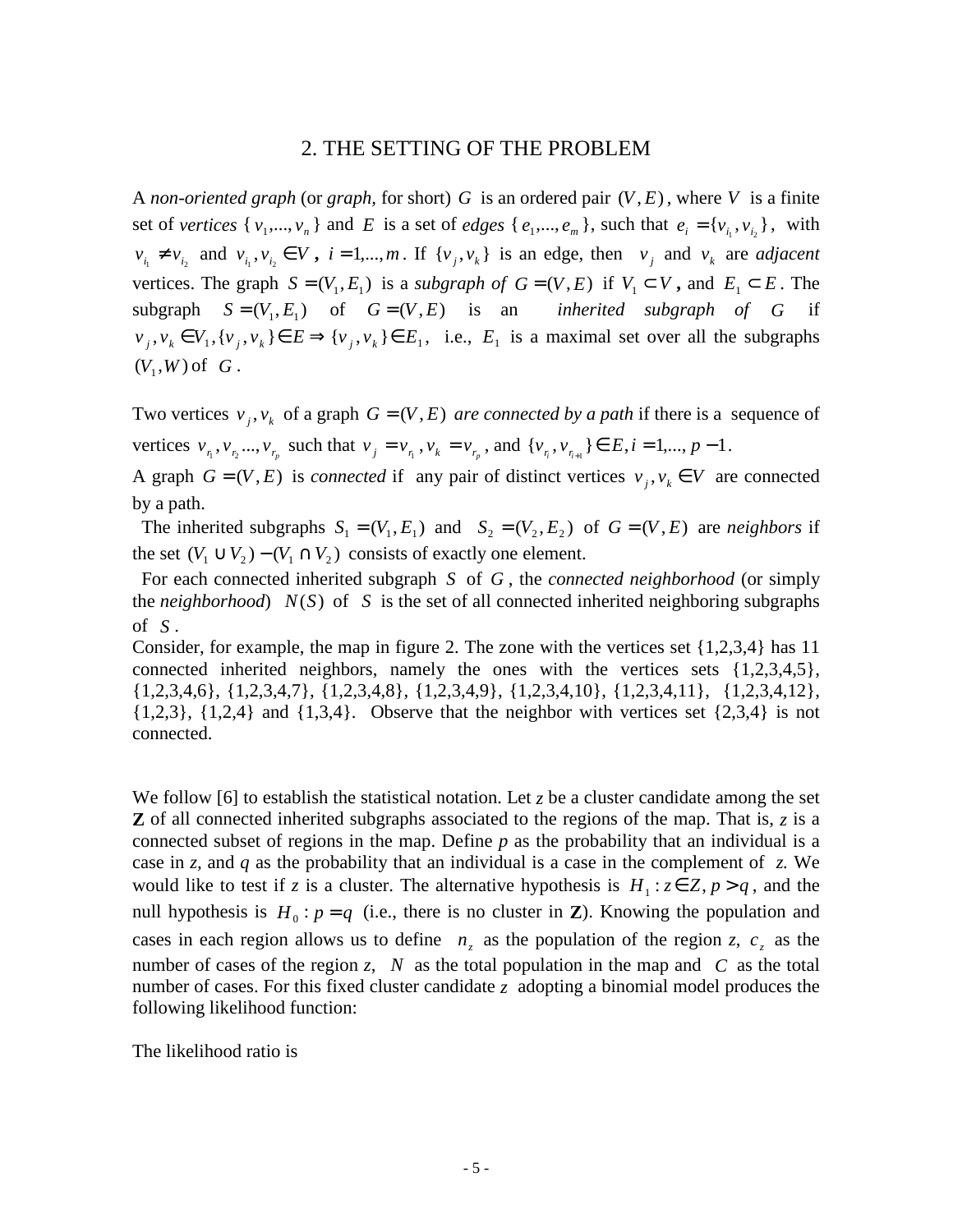## 2. THE SETTING OF THE PROBLEM

A *non-oriented graph* (or *graph*, for short) $G$ is an ordered pair $(V,E)$, where $V$ is a finite set of *vertices* $\{v_1,...,v_n\}$ and $E$ is a set of *edges* $\{e_1,...,e_m\}$, such that $e_i = \{v_{i_1}, v_{i_2}\}$, with $v_{i_1} \neq v_{i_2}$ and $v_{i_1}, v_{i_2} \in V$, $i = 1,...,m$. If $\{v_j, v_k\}$ is an edge, then $v_j$ and $v_k$ are *adjacent* vertices. The graph $S = (V_1, E_1)$ is a *subgraph of* $G = (V,E)$ if $V_1 \subset V$, and $E_1 \subset E$. The subgraph $S = (V_1, E_1)$ of $G = (V,E)$ is an *inherited subgraph of* $G$ if $v_j, v_k \in V_1, \{v_j, v_k\} \in E \Rightarrow \{v_j, v_k\} \in E_1$, i.e., $E_1$ is a maximal set over all the subgraphs $(V_1, W)$ of $G$.

Two vertices $v_j, v_k$ of a graph $G = (V,E)$ *are connected by a path* if there is a sequence of vertices $v_{r_1}, v_{r_2}..., v_{r_p}$ such that $v_j = v_{r_1}, v_k = v_{r_p}$, and $\{v_{r_i}, v_{r_{i+1}}\} \in E, i = 1,..., p-1$.

A graph $G = (V,E)$ is *connected* if any pair of distinct vertices $v_j, v_k \in V$ are connected by a path.

The inherited subgraphs $S_1 = (V_1, E_1)$ and $S_2 = (V_2, E_2)$ of $G = (V,E)$ are *neighbors* if the set $(V_1 \cup V_2) - (V_1 \cap V_2)$ consists of exactly one element.

For each connected inherited subgraph $S$ of $G$, the *connected neighborhood* (or simply the *neighborhood*) $N(S)$ of $S$ is the set of all connected inherited neighboring subgraphs of $S$.

Consider, for example, the map in figure 2. The zone with the vertices set {1,2,3,4} has 11 connected inherited neighbors, namely the ones with the vertices sets {1,2,3,4,5}, {1,2,3,4,6}, {1,2,3,4,7}, {1,2,3,4,8}, {1,2,3,4,9}, {1,2,3,4,10}, {1,2,3,4,11}, {1,2,3,4,12}, {1,2,3}, {1,2,4} and {1,3,4}. Observe that the neighbor with vertices set {2,3,4} is not connected.

We follow [6] to establish the statistical notation. Let $z$ be a cluster candidate among the set $\mathbf{Z}$ of all connected inherited subgraphs associated to the regions of the map. That is, $z$ is a connected subset of regions in the map. Define $p$ as the probability that an individual is a case in $z$, and $q$ as the probability that an individual is a case in the complement of $z$. We would like to test if $z$ is a cluster. The alternative hypothesis is $H_1 : z \in Z, p > q$, and the null hypothesis is $H_0 : p = q$ (i.e., there is no cluster in $\mathbf{Z}$). Knowing the population and cases in each region allows us to define $n_z$ as the population of the region $z$, $c_z$ as the number of cases of the region $z$, $N$ as the total population in the map and $C$ as the total number of cases. For this fixed cluster candidate $z$ adopting a binomial model produces the following likelihood function:

The likelihood ratio is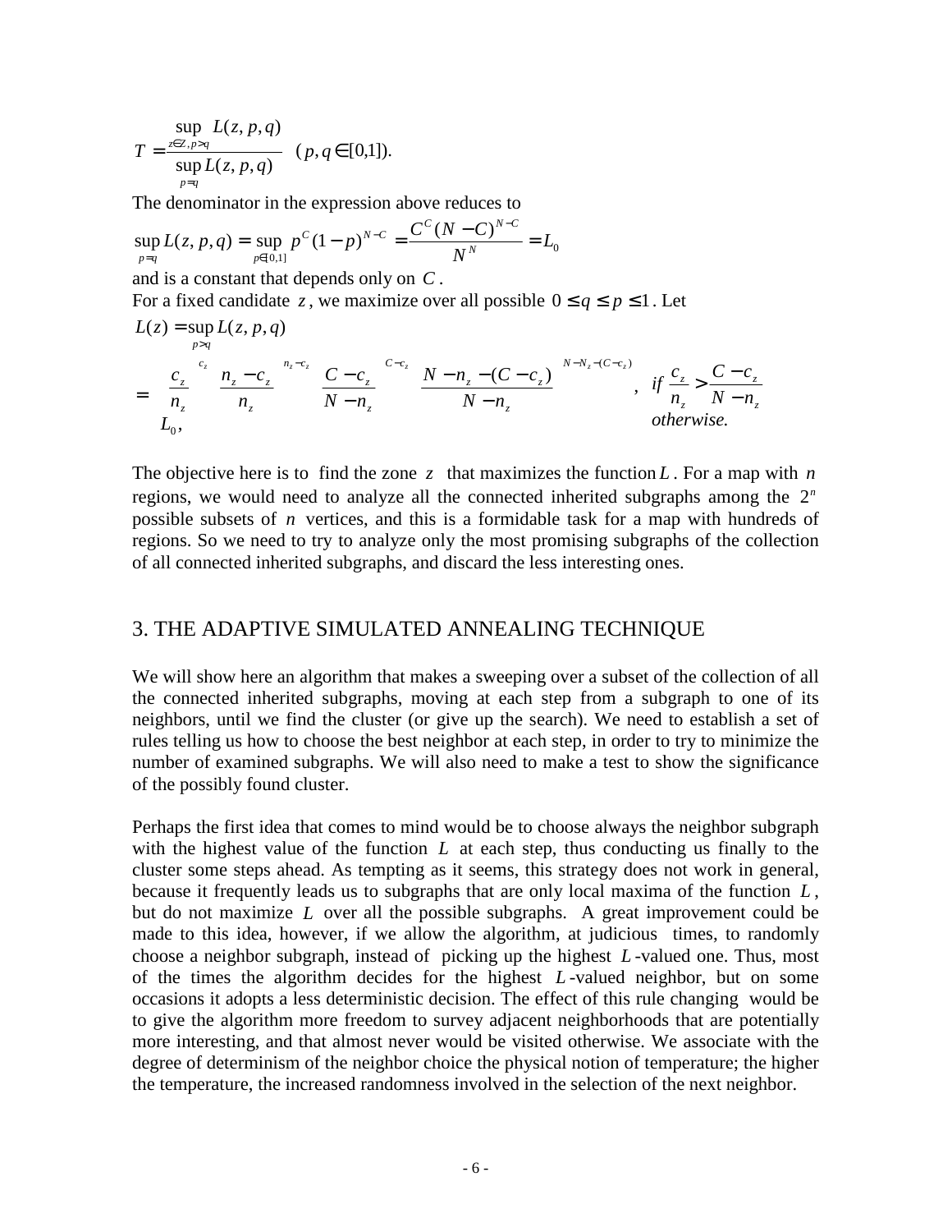$$T = \frac{\sup_{z \in Z, p > q} L(z, p, q)}{\sup_{p = q} L(z, p, q)} \quad (p, q \in [0,1]).$$

The denominator in the expression above reduces to

$$\sup_{p=q} L(z, p, q) = \sup_{p \in [0,1]} p^C (1-p)^{N-C} = \frac{C^C (N-C)^{N-C}}{N^N} = L_0$$

and is a constant that depends only on $C$.

For a fixed candidate $z$, we maximize over all possible $0 \le q \le p \le 1$. Let

$$L(z) = \sup_{p > q} L(z, p, q)$$

$$= \begin{cases} \left(\dfrac{c_z}{n_z}\right)^{c_z} \left(\dfrac{n_z - c_z}{n_z}\right)^{n_z - c_z} \left(\dfrac{C - c_z}{N - n_z}\right)^{C - c_z} \left(\dfrac{N - n_z - (C - c_z)}{N - n_z}\right)^{N - N_z - (C - c_z)}, & \text{if } \dfrac{c_z}{n_z} > \dfrac{C - c_z}{N - n_z} \\ L_0, & \text{otherwise.} \end{cases}$$

The objective here is to find the zone $z$ that maximizes the function $L$. For a map with $n$ regions, we would need to analyze all the connected inherited subgraphs among the $2^n$ possible subsets of $n$ vertices, and this is a formidable task for a map with hundreds of regions. So we need to try to analyze only the most promising subgraphs of the collection of all connected inherited subgraphs, and discard the less interesting ones.

## 3. THE ADAPTIVE SIMULATED ANNEALING TECHNIQUE

We will show here an algorithm that makes a sweeping over a subset of the collection of all the connected inherited subgraphs, moving at each step from a subgraph to one of its neighbors, until we find the cluster (or give up the search). We need to establish a set of rules telling us how to choose the best neighbor at each step, in order to try to minimize the number of examined subgraphs. We will also need to make a test to show the significance of the possibly found cluster.

Perhaps the first idea that comes to mind would be to choose always the neighbor subgraph with the highest value of the function $L$ at each step, thus conducting us finally to the cluster some steps ahead. As tempting as it seems, this strategy does not work in general, because it frequently leads us to subgraphs that are only local maxima of the function $L$, but do not maximize $L$ over all the possible subgraphs. A great improvement could be made to this idea, however, if we allow the algorithm, at judicious times, to randomly choose a neighbor subgraph, instead of picking up the highest $L$-valued one. Thus, most of the times the algorithm decides for the highest $L$-valued neighbor, but on some occasions it adopts a less deterministic decision. The effect of this rule changing would be to give the algorithm more freedom to survey adjacent neighborhoods that are potentially more interesting, and that almost never would be visited otherwise. We associate with the degree of determinism of the neighbor choice the physical notion of temperature; the higher the temperature, the increased randomness involved in the selection of the next neighbor.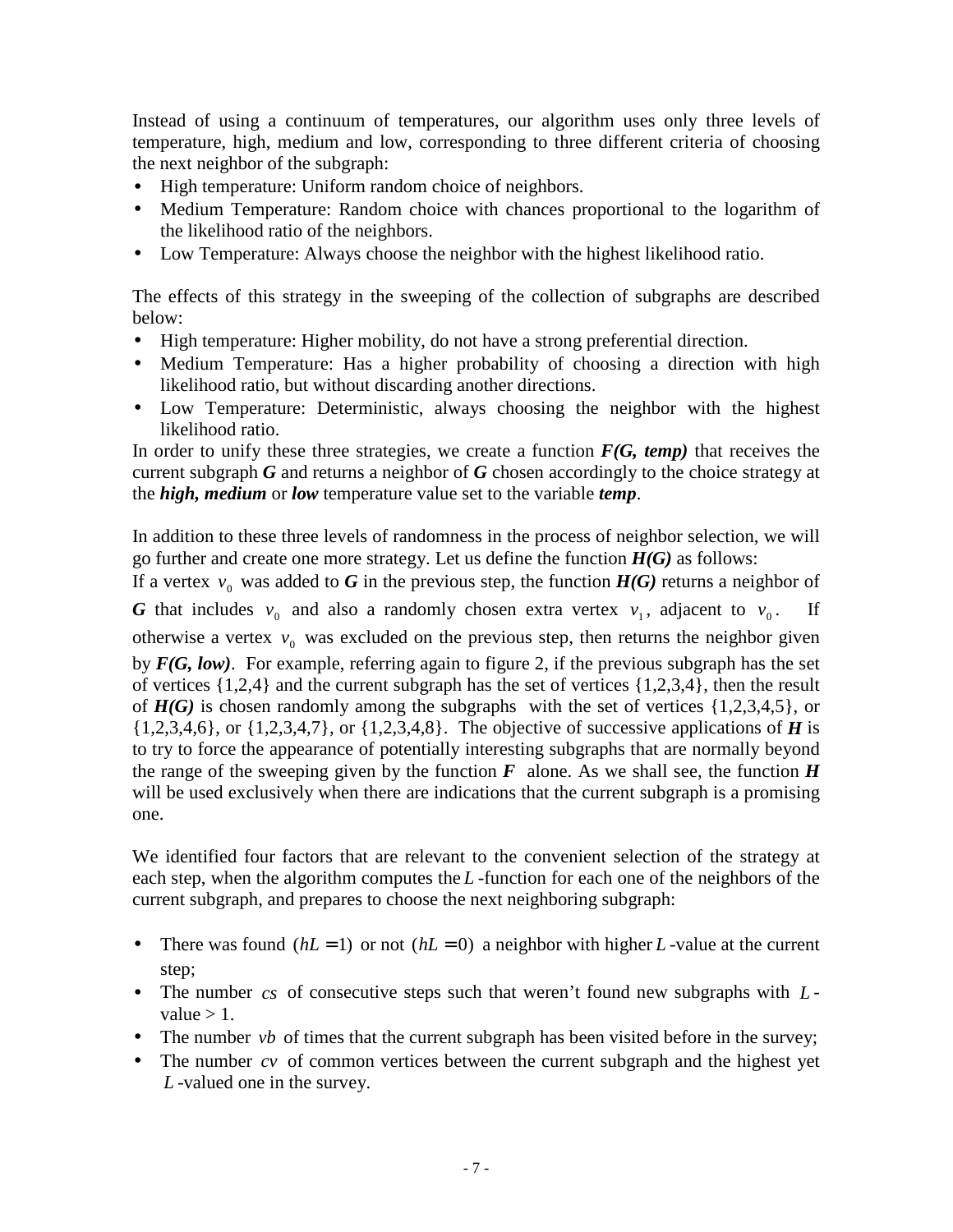Instead of using a continuum of temperatures, our algorithm uses only three levels of temperature, high, medium and low, corresponding to three different criteria of choosing the next neighbor of the subgraph:

- High temperature: Uniform random choice of neighbors.
- Medium Temperature: Random choice with chances proportional to the logarithm of the likelihood ratio of the neighbors.
- Low Temperature: Always choose the neighbor with the highest likelihood ratio.

The effects of this strategy in the sweeping of the collection of subgraphs are described below:

- High temperature: Higher mobility, do not have a strong preferential direction.
- Medium Temperature: Has a higher probability of choosing a direction with high likelihood ratio, but without discarding another directions.
- Low Temperature: Deterministic, always choosing the neighbor with the highest likelihood ratio.

In order to unify these three strategies, we create a function ***F(G, temp)*** that receives the current subgraph ***G*** and returns a neighbor of ***G*** chosen accordingly to the choice strategy at the ***high, medium*** or ***low*** temperature value set to the variable ***temp***.

In addition to these three levels of randomness in the process of neighbor selection, we will go further and create one more strategy. Let us define the function ***H(G)*** as follows: If a vertex $v_0$ was added to ***G*** in the previous step, the function ***H(G)*** returns a neighbor of ***G*** that includes $v_0$ and also a randomly chosen extra vertex $v_1$, adjacent to $v_0$. If otherwise a vertex $v_0$ was excluded on the previous step, then returns the neighbor given by ***F(G, low)***. For example, referring again to figure 2, if the previous subgraph has the set of vertices {1,2,4} and the current subgraph has the set of vertices {1,2,3,4}, then the result of ***H(G)*** is chosen randomly among the subgraphs with the set of vertices {1,2,3,4,5}, or {1,2,3,4,6}, or {1,2,3,4,7}, or {1,2,3,4,8}. The objective of successive applications of ***H*** is to try to force the appearance of potentially interesting subgraphs that are normally beyond the range of the sweeping given by the function ***F*** alone. As we shall see, the function ***H*** will be used exclusively when there are indications that the current subgraph is a promising one.

We identified four factors that are relevant to the convenient selection of the strategy at each step, when the algorithm computes the $L$-function for each one of the neighbors of the current subgraph, and prepares to choose the next neighboring subgraph:

- There was found $(hL = 1)$ or not $(hL = 0)$ a neighbor with higher $L$-value at the current step;
- The number $cs$ of consecutive steps such that weren't found new subgraphs with $L$-value > 1.
- The number $vb$ of times that the current subgraph has been visited before in the survey;
- The number $cv$ of common vertices between the current subgraph and the highest yet $L$-valued one in the survey.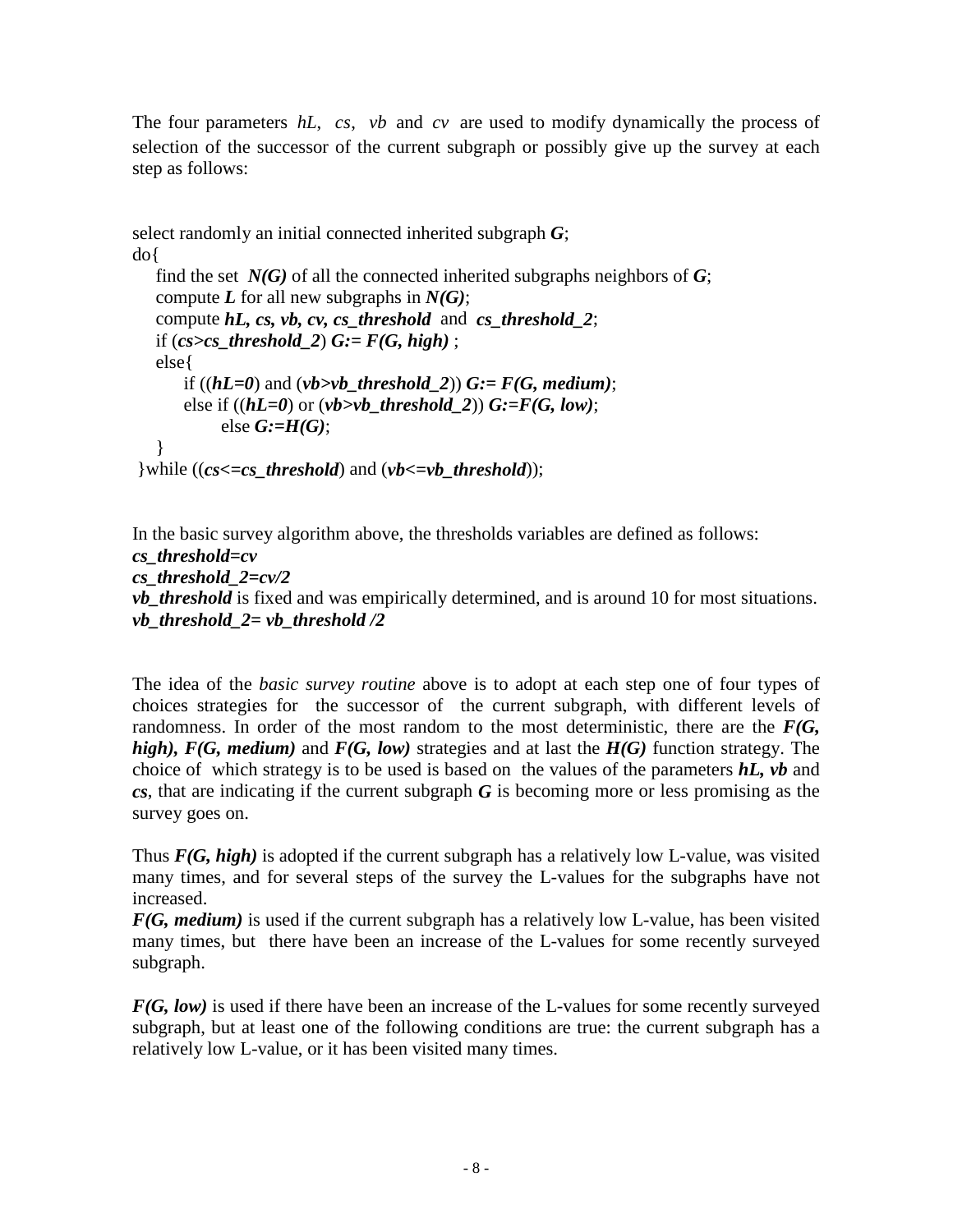The four parameters *hL*, *cs*, *vb* and *cv* are used to modify dynamically the process of selection of the successor of the current subgraph or possibly give up the survey at each step as follows:

```
select randomly an initial connected inherited subgraph G;
do{
    find the set N(G) of all the connected inherited subgraphs neighbors of G;
    compute L for all new subgraphs in N(G);
    compute hL, cs, vb, cv, cs_threshold and cs_threshold_2;
    if (cs>cs_threshold_2) G:= F(G, high) ;
    else{
        if ((hL=0) and (vb>vb_threshold_2)) G:= F(G, medium);
        else if ((hL=0) or (vb>vb_threshold_2)) G:=F(G, low);
              else G:=H(G);
    }
}while ((cs<=cs_threshold) and (vb<=vb_threshold));
```

In the basic survey algorithm above, the thresholds variables are defined as follows:

***cs_threshold=cv***

***cs_threshold_2=cv/2***

***vb_threshold*** is fixed and was empirically determined, and is around 10 for most situations.

***vb_threshold_2= vb_threshold /2***

The idea of the *basic survey routine* above is to adopt at each step one of four types of choices strategies for the successor of the current subgraph, with different levels of randomness. In order of the most random to the most deterministic, there are the ***F(G, high), F(G, medium)*** and ***F(G, low)*** strategies and at last the ***H(G)*** function strategy. The choice of which strategy is to be used is based on the values of the parameters ***hL, vb*** and ***cs***, that are indicating if the current subgraph ***G*** is becoming more or less promising as the survey goes on.

Thus ***F(G, high)*** is adopted if the current subgraph has a relatively low L-value, was visited many times, and for several steps of the survey the L-values for the subgraphs have not increased.

***F(G, medium)*** is used if the current subgraph has a relatively low L-value, has been visited many times, but there have been an increase of the L-values for some recently surveyed subgraph.

***F(G, low)*** is used if there have been an increase of the L-values for some recently surveyed subgraph, but at least one of the following conditions are true: the current subgraph has a relatively low L-value, or it has been visited many times.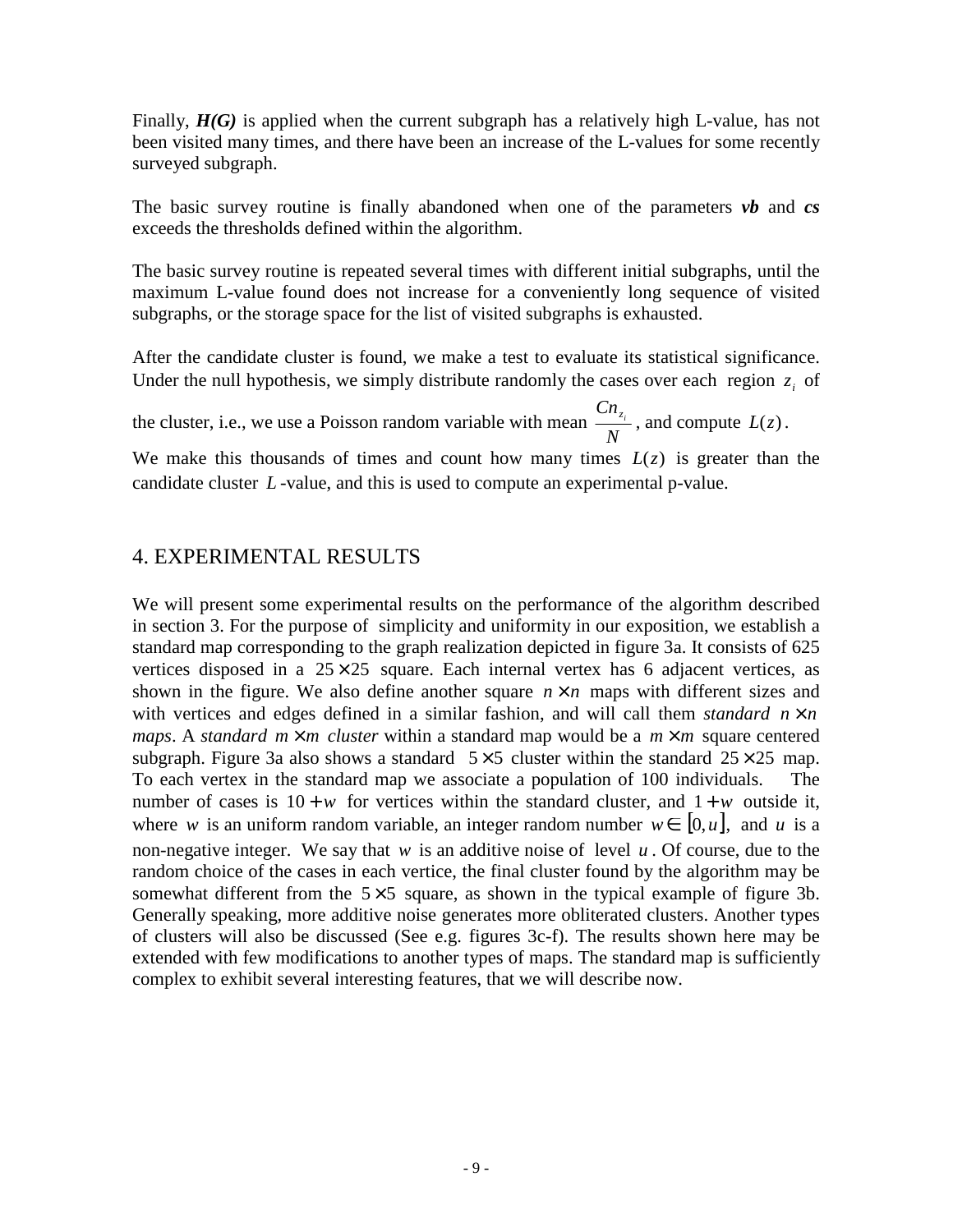Finally, ***H(G)*** is applied when the current subgraph has a relatively high L-value, has not been visited many times, and there have been an increase of the L-values for some recently surveyed subgraph.

The basic survey routine is finally abandoned when one of the parameters ***vb*** and ***cs*** exceeds the thresholds defined within the algorithm.

The basic survey routine is repeated several times with different initial subgraphs, until the maximum L-value found does not increase for a conveniently long sequence of visited subgraphs, or the storage space for the list of visited subgraphs is exhausted.

After the candidate cluster is found, we make a test to evaluate its statistical significance. Under the null hypothesis, we simply distribute randomly the cases over each region $z_i$ of the cluster, i.e., we use a Poisson random variable with mean $\frac{Cn_{z_i}}{N}$, and compute $L(z)$.

We make this thousands of times and count how many times $L(z)$ is greater than the candidate cluster $L$-value, and this is used to compute an experimental p-value.

## 4. EXPERIMENTAL RESULTS

We will present some experimental results on the performance of the algorithm described in section 3. For the purpose of simplicity and uniformity in our exposition, we establish a standard map corresponding to the graph realization depicted in figure 3a. It consists of 625 vertices disposed in a $25 \times 25$ square. Each internal vertex has 6 adjacent vertices, as shown in the figure. We also define another square $n \times n$ maps with different sizes and with vertices and edges defined in a similar fashion, and will call them *standard* $n \times n$ *maps*. A *standard* $m \times m$ *cluster* within a standard map would be a $m \times m$ square centered subgraph. Figure 3a also shows a standard $5 \times 5$ cluster within the standard $25 \times 25$ map. To each vertex in the standard map we associate a population of 100 individuals. The number of cases is $10 + w$ for vertices within the standard cluster, and $1 + w$ outside it, where $w$ is an uniform random variable, an integer random number $w \in [0, u]$, and $u$ is a non-negative integer. We say that $w$ is an additive noise of level $u$. Of course, due to the random choice of the cases in each vertice, the final cluster found by the algorithm may be somewhat different from the $5 \times 5$ square, as shown in the typical example of figure 3b. Generally speaking, more additive noise generates more obliterated clusters. Another types of clusters will also be discussed (See e.g. figures 3c-f). The results shown here may be extended with few modifications to another types of maps. The standard map is sufficiently complex to exhibit several interesting features, that we will describe now.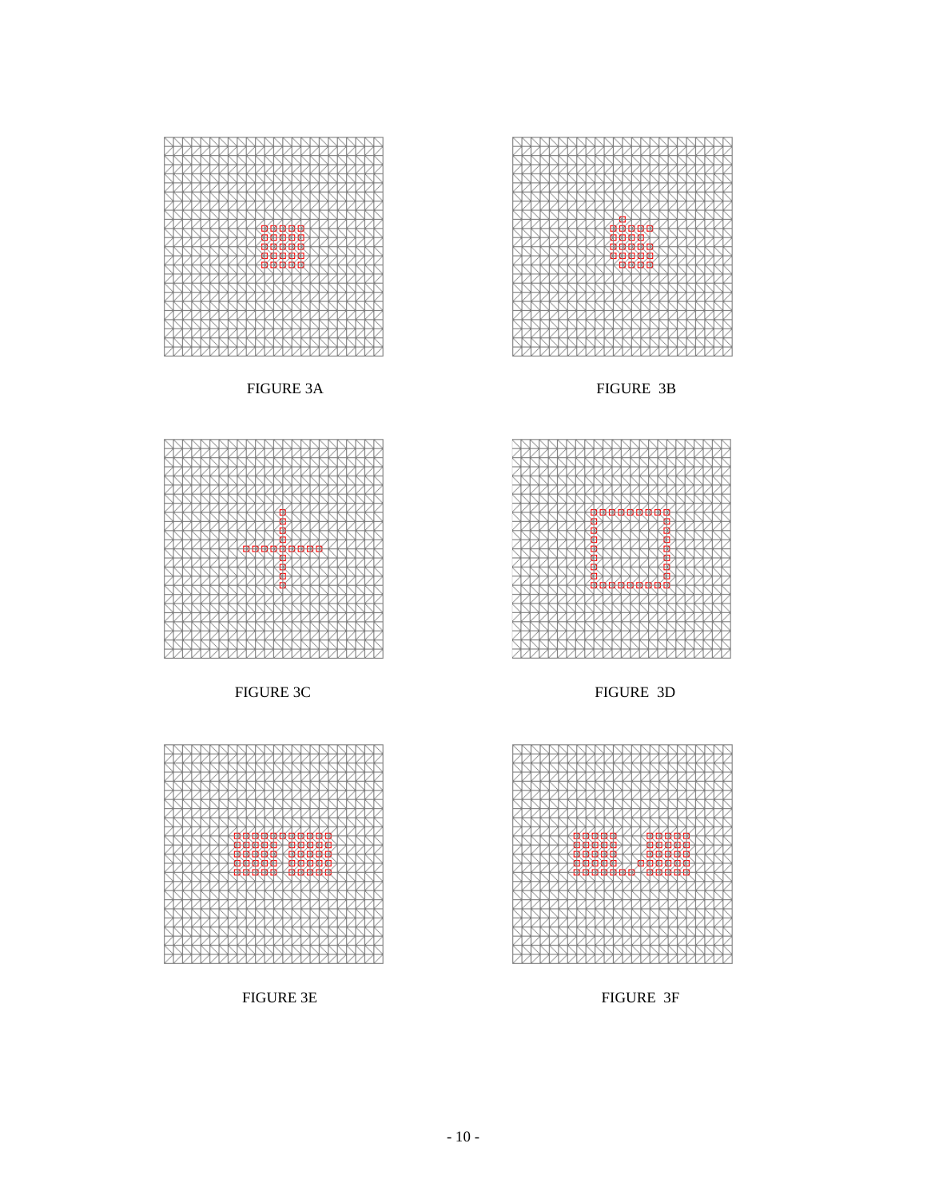FIGURE 3A

FIGURE 3B

FIGURE 3C

FIGURE 3D

FIGURE 3E

FIGURE 3F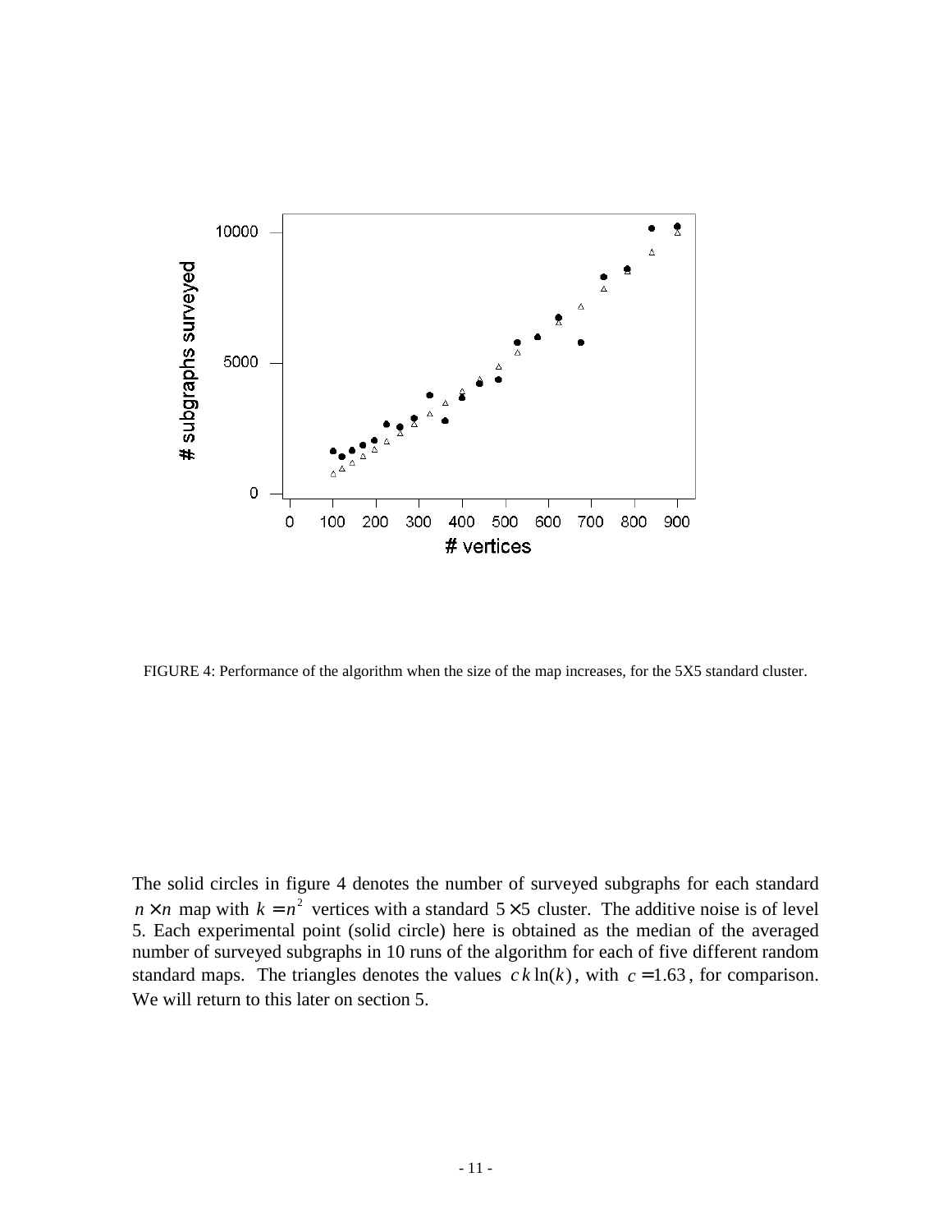FIGURE 4: Performance of the algorithm when the size of the map increases, for the 5X5 standard cluster.

The solid circles in figure 4 denotes the number of surveyed subgraphs for each standard $n \times n$ map with $k = n^2$ vertices with a standard $5 \times 5$ cluster. The additive noise is of level 5. Each experimental point (solid circle) here is obtained as the median of the averaged number of surveyed subgraphs in 10 runs of the algorithm for each of five different random standard maps. The triangles denotes the values $c\,k\ln(k)$, with $c = 1.63$, for comparison. We will return to this later on section 5.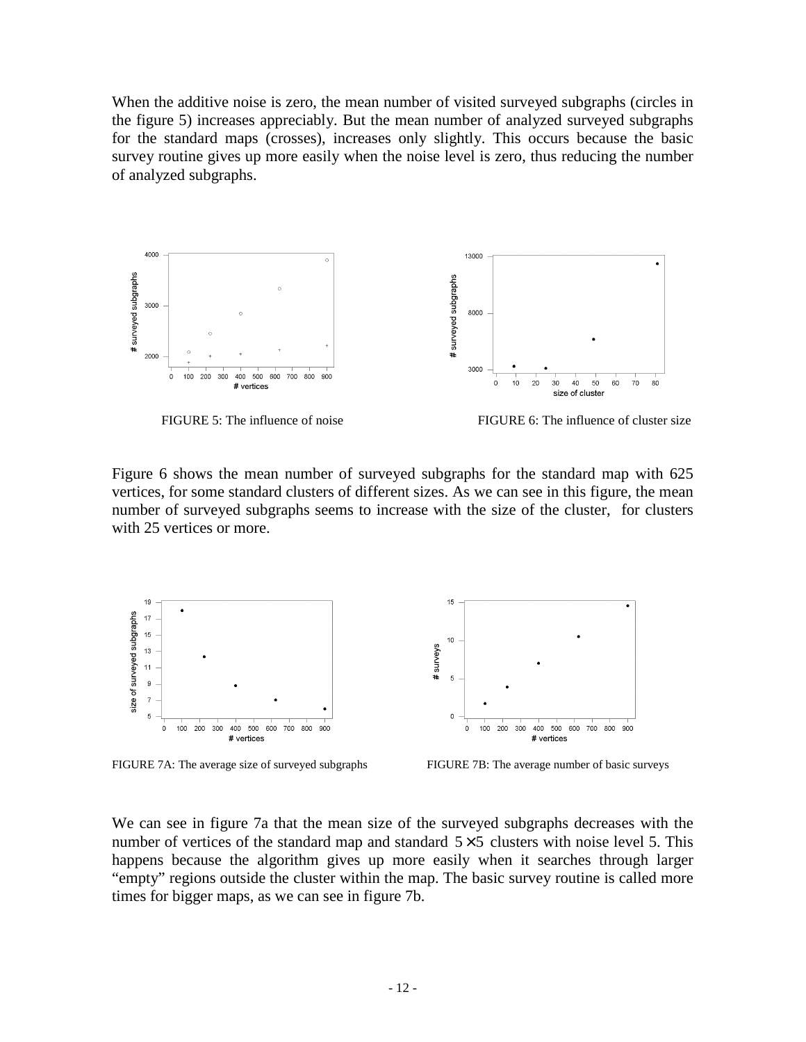When the additive noise is zero, the mean number of visited surveyed subgraphs (circles in the figure 5) increases appreciably. But the mean number of analyzed surveyed subgraphs for the standard maps (crosses), increases only slightly. This occurs because the basic survey routine gives up more easily when the noise level is zero, thus reducing the number of analyzed subgraphs.

FIGURE 5: The influence of noise

FIGURE 6: The influence of cluster size

Figure 6 shows the mean number of surveyed subgraphs for the standard map with 625 vertices, for some standard clusters of different sizes. As we can see in this figure, the mean number of surveyed subgraphs seems to increase with the size of the cluster, for clusters with 25 vertices or more.

FIGURE 7A: The average size of surveyed subgraphs

FIGURE 7B: The average number of basic surveys

We can see in figure 7a that the mean size of the surveyed subgraphs decreases with the number of vertices of the standard map and standard $5 \times 5$ clusters with noise level 5. This happens because the algorithm gives up more easily when it searches through larger "empty" regions outside the cluster within the map. The basic survey routine is called more times for bigger maps, as we can see in figure 7b.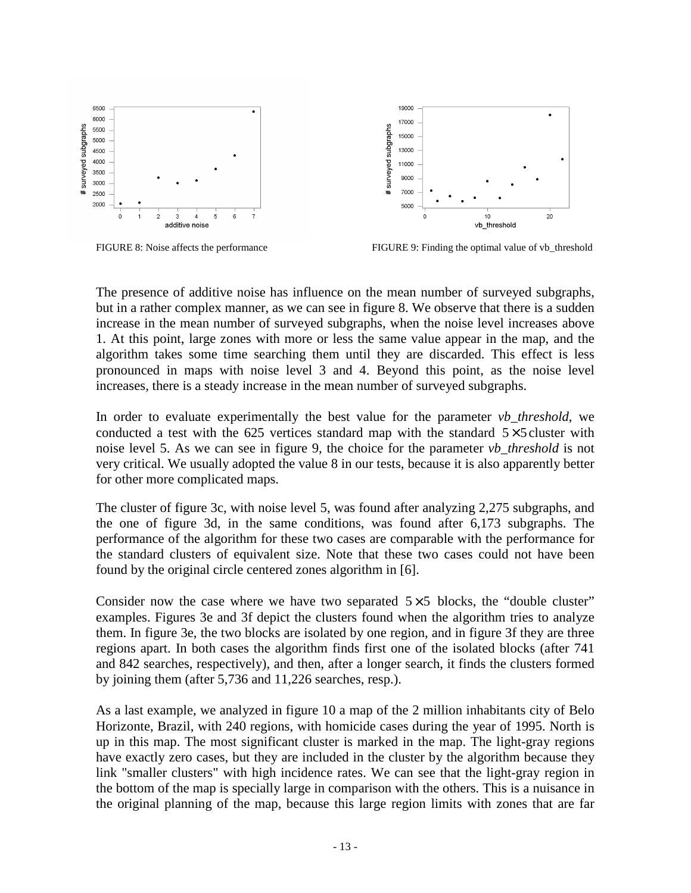FIGURE 8: Noise affects the performance

FIGURE 9: Finding the optimal value of vb_threshold

The presence of additive noise has influence on the mean number of surveyed subgraphs, but in a rather complex manner, as we can see in figure 8. We observe that there is a sudden increase in the mean number of surveyed subgraphs, when the noise level increases above 1. At this point, large zones with more or less the same value appear in the map, and the algorithm takes some time searching them until they are discarded. This effect is less pronounced in maps with noise level 3 and 4. Beyond this point, as the noise level increases, there is a steady increase in the mean number of surveyed subgraphs.

In order to evaluate experimentally the best value for the parameter *vb_threshold*, we conducted a test with the 625 vertices standard map with the standard $5 \times 5$ cluster with noise level 5. As we can see in figure 9, the choice for the parameter *vb_threshold* is not very critical. We usually adopted the value 8 in our tests, because it is also apparently better for other more complicated maps.

The cluster of figure 3c, with noise level 5, was found after analyzing 2,275 subgraphs, and the one of figure 3d, in the same conditions, was found after 6,173 subgraphs. The performance of the algorithm for these two cases are comparable with the performance for the standard clusters of equivalent size. Note that these two cases could not have been found by the original circle centered zones algorithm in [6].

Consider now the case where we have two separated $5 \times 5$ blocks, the "double cluster" examples. Figures 3e and 3f depict the clusters found when the algorithm tries to analyze them. In figure 3e, the two blocks are isolated by one region, and in figure 3f they are three regions apart. In both cases the algorithm finds first one of the isolated blocks (after 741 and 842 searches, respectively), and then, after a longer search, it finds the clusters formed by joining them (after 5,736 and 11,226 searches, resp.).

As a last example, we analyzed in figure 10 a map of the 2 million inhabitants city of Belo Horizonte, Brazil, with 240 regions, with homicide cases during the year of 1995. North is up in this map. The most significant cluster is marked in the map. The light-gray regions have exactly zero cases, but they are included in the cluster by the algorithm because they link "smaller clusters" with high incidence rates. We can see that the light-gray region in the bottom of the map is specially large in comparison with the others. This is a nuisance in the original planning of the map, because this large region limits with zones that are far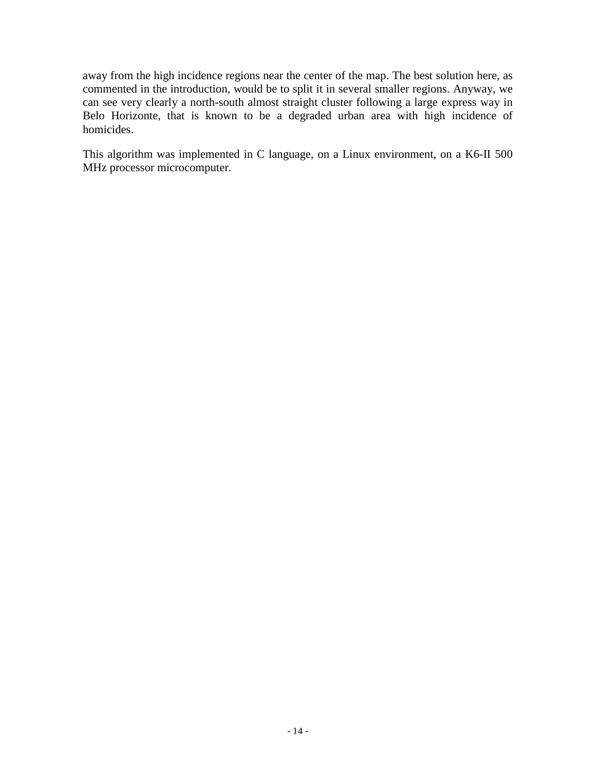away from the high incidence regions near the center of the map. The best solution here, as commented in the introduction, would be to split it in several smaller regions. Anyway, we can see very clearly a north-south almost straight cluster following a large express way in Belo Horizonte, that is known to be a degraded urban area with high incidence of homicides.

This algorithm was implemented in C language, on a Linux environment, on a K6-II 500 MHz processor microcomputer.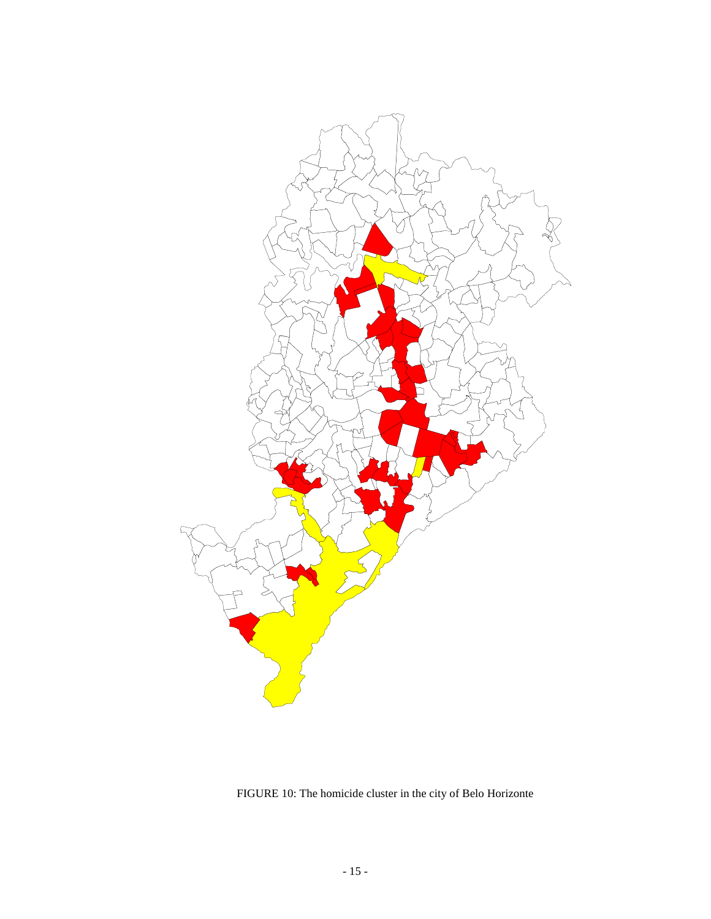FIGURE 10: The homicide cluster in the city of Belo Horizonte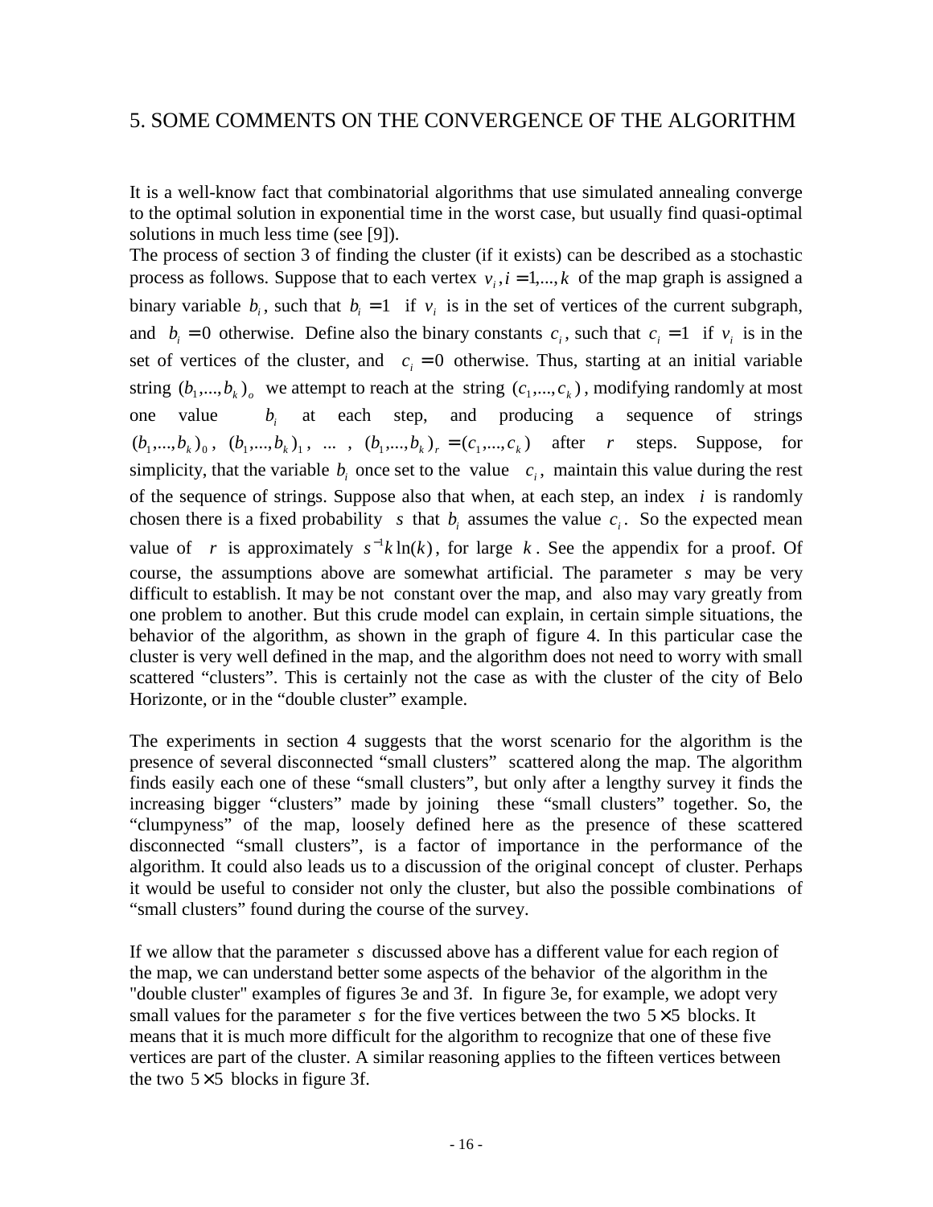## 5. SOME COMMENTS ON THE CONVERGENCE OF THE ALGORITHM

It is a well-know fact that combinatorial algorithms that use simulated annealing converge to the optimal solution in exponential time in the worst case, but usually find quasi-optimal solutions in much less time (see [9]).

The process of section 3 of finding the cluster (if it exists) can be described as a stochastic process as follows. Suppose that to each vertex $v_i, i = 1,...,k$ of the map graph is assigned a binary variable $b_i$, such that $b_i = 1$ if $v_i$ is in the set of vertices of the current subgraph, and $b_i = 0$ otherwise. Define also the binary constants $c_i$, such that $c_i = 1$ if $v_i$ is in the set of vertices of the cluster, and $c_i = 0$ otherwise. Thus, starting at an initial variable string $(b_1,...,b_k)_o$ we attempt to reach at the string $(c_1,...,c_k)$, modifying randomly at most one value $b_i$ at each step, and producing a sequence of strings $(b_1,...,b_k)_0$, $(b_1,...,b_k)_1$, ... , $(b_1,...,b_k)_r = (c_1,...,c_k)$ after $r$ steps. Suppose, for simplicity, that the variable $b_i$ once set to the value $c_i$, maintain this value during the rest of the sequence of strings. Suppose also that when, at each step, an index $i$ is randomly chosen there is a fixed probability $s$ that $b_i$ assumes the value $c_i$. So the expected mean value of $r$ is approximately $s^{-1}k\ln(k)$, for large $k$. See the appendix for a proof. Of course, the assumptions above are somewhat artificial. The parameter $s$ may be very difficult to establish. It may be not constant over the map, and also may vary greatly from one problem to another. But this crude model can explain, in certain simple situations, the behavior of the algorithm, as shown in the graph of figure 4. In this particular case the cluster is very well defined in the map, and the algorithm does not need to worry with small scattered "clusters". This is certainly not the case as with the cluster of the city of Belo Horizonte, or in the "double cluster" example.

The experiments in section 4 suggests that the worst scenario for the algorithm is the presence of several disconnected "small clusters" scattered along the map. The algorithm finds easily each one of these "small clusters", but only after a lengthy survey it finds the increasing bigger "clusters" made by joining these "small clusters" together. So, the "clumpyness" of the map, loosely defined here as the presence of these scattered disconnected "small clusters", is a factor of importance in the performance of the algorithm. It could also leads us to a discussion of the original concept of cluster. Perhaps it would be useful to consider not only the cluster, but also the possible combinations of "small clusters" found during the course of the survey.

If we allow that the parameter $s$ discussed above has a different value for each region of the map, we can understand better some aspects of the behavior of the algorithm in the "double cluster" examples of figures 3e and 3f. In figure 3e, for example, we adopt very small values for the parameter $s$ for the five vertices between the two $5\times5$ blocks. It means that it is much more difficult for the algorithm to recognize that one of these five vertices are part of the cluster. A similar reasoning applies to the fifteen vertices between the two $5\times5$ blocks in figure 3f.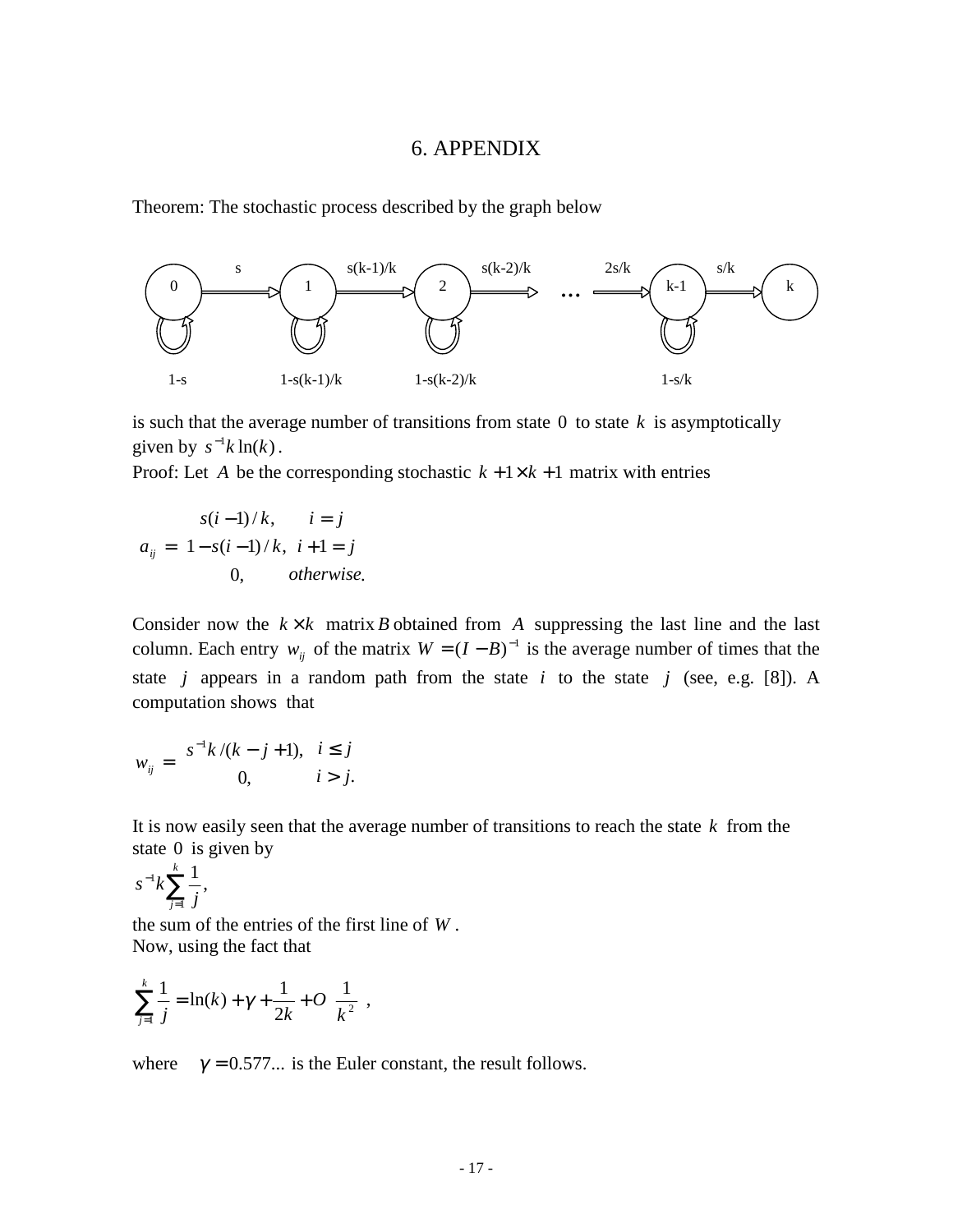# 6. APPENDIX

Theorem: The stochastic process described by the graph below

0 —s→ 1 —s(k-1)/k→ 2 —s(k-2)/k→ ... —2s/k→ k-1 —s/k→ k

1-s    1-s(k-1)/k    1-s(k-2)/k    1-s/k

is such that the average number of transitions from state $0$ to state $k$ is asymptotically given by $s^{-1}k\ln(k)$.

Proof: Let $A$ be the corresponding stochastic $k+1 \times k+1$ matrix with entries

$$a_{ij} = \begin{cases} s(i-1)/k, & i = j \\ 1 - s(i-1)/k, & i+1 = j \\ 0, & otherwise. \end{cases}$$

Consider now the $k \times k$ matrix $B$ obtained from $A$ suppressing the last line and the last column. Each entry $w_{ij}$ of the matrix $W = (I - B)^{-1}$ is the average number of times that the state $j$ appears in a random path from the state $i$ to the state $j$ (see, e.g. [8]). A computation shows that

$$w_{ij} = \begin{cases} s^{-1}k/(k-j+1), & i \leq j \\ 0, & i > j. \end{cases}$$

It is now easily seen that the average number of transitions to reach the state $k$ from the state $0$ is given by

$$s^{-1}k\sum_{j=1}^{k}\frac{1}{j},$$

the sum of the entries of the first line of $W$.

Now, using the fact that

$$\sum_{j=1}^{k}\frac{1}{j} = \ln(k) + \gamma + \frac{1}{2k} + O\left(\frac{1}{k^2}\right),$$

where $\gamma = 0.577...$ is the Euler constant, the result follows.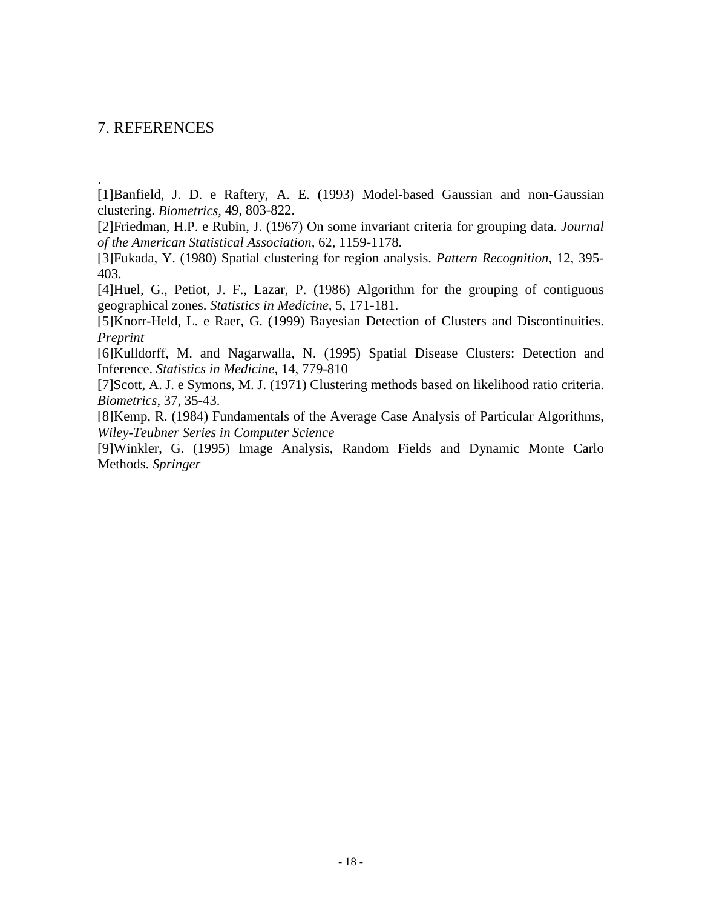## 7. REFERENCES

.

[1]Banfield, J. D. e Raftery, A. E. (1993) Model-based Gaussian and non-Gaussian clustering. *Biometrics*, 49, 803-822.

[2]Friedman, H.P. e Rubin, J. (1967) On some invariant criteria for grouping data. *Journal of the American Statistical Association*, 62, 1159-1178.

[3]Fukada, Y. (1980) Spatial clustering for region analysis. *Pattern Recognition*, 12, 395-403.

[4]Huel, G., Petiot, J. F., Lazar, P. (1986) Algorithm for the grouping of contiguous geographical zones. *Statistics in Medicine*, 5, 171-181.

[5]Knorr-Held, L. e Raer, G. (1999) Bayesian Detection of Clusters and Discontinuities. *Preprint*

[6]Kulldorff, M. and Nagarwalla, N. (1995) Spatial Disease Clusters: Detection and Inference. *Statistics in Medicine*, 14, 779-810

[7]Scott, A. J. e Symons, M. J. (1971) Clustering methods based on likelihood ratio criteria. *Biometrics*, 37, 35-43.

[8]Kemp, R. (1984) Fundamentals of the Average Case Analysis of Particular Algorithms, *Wiley-Teubner Series in Computer Science*

[9]Winkler, G. (1995) Image Analysis, Random Fields and Dynamic Monte Carlo Methods. *Springer*